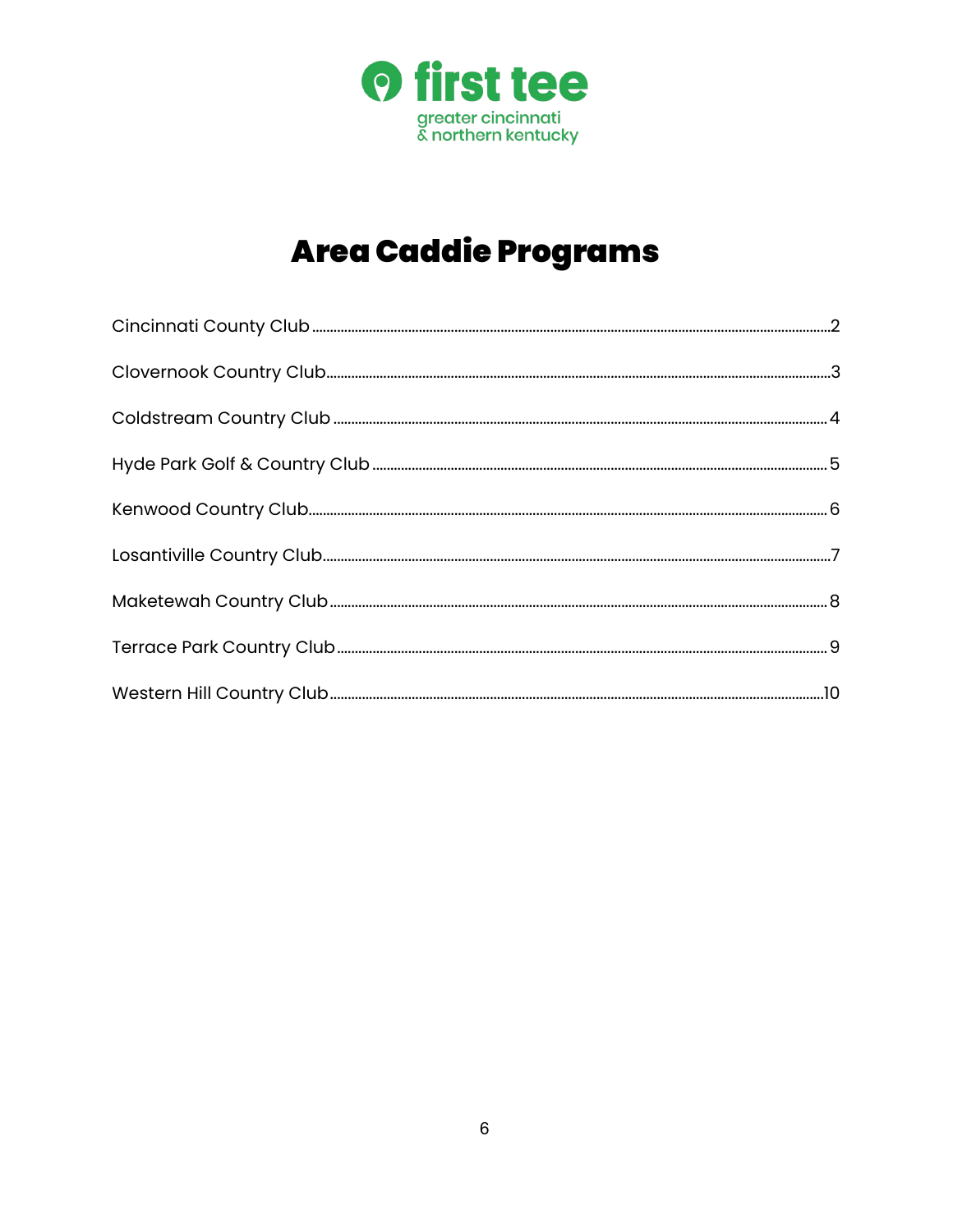first tee
greater cincinnati
& northern kentucky

# Area Caddie Programs

Cincinnati County Club ........ 2

Clovernook Country Club ........ 3

Coldstream Country Club ........ 4

Hyde Park Golf & Country Club ........ 5

Kenwood Country Club ........ 6

Losantiville Country Club ........ 7

Maketewah Country Club ........ 8

Terrace Park Country Club ........ 9

Western Hill Country Club ........ 10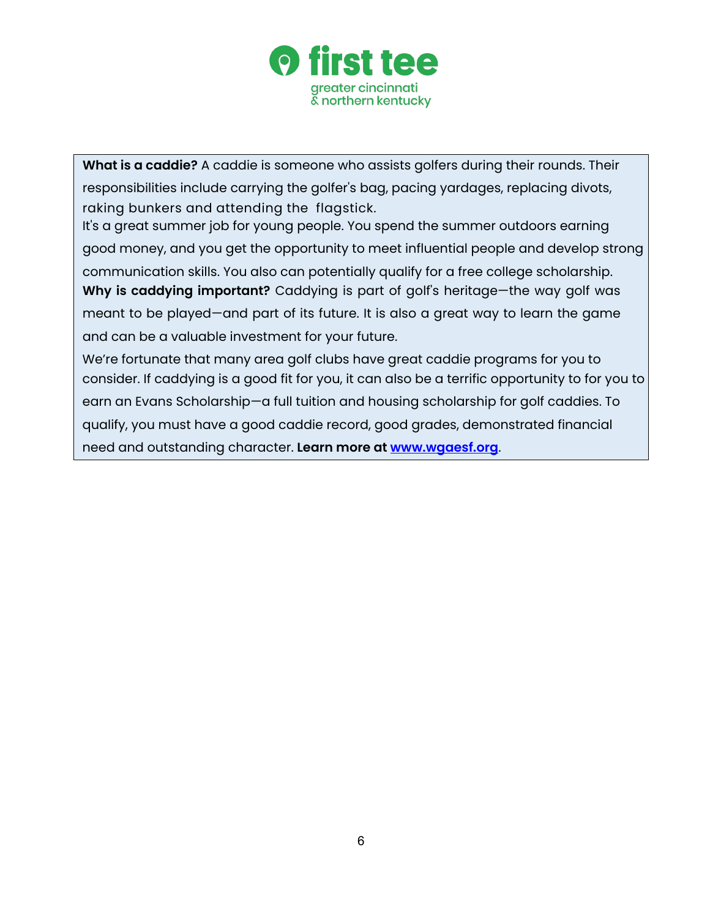**What is a caddie?** A caddie is someone who assists golfers during their rounds. Their responsibilities include carrying the golfer's bag, pacing yardages, replacing divots, raking bunkers and attending the flagstick.

It's a great summer job for young people. You spend the summer outdoors earning good money, and you get the opportunity to meet influential people and develop strong communication skills. You also can potentially qualify for a free college scholarship.

**Why is caddying important?** Caddying is part of golf's heritage—the way golf was meant to be played—and part of its future. It is also a great way to learn the game and can be a valuable investment for your future.

We're fortunate that many area golf clubs have great caddie programs for you to consider. If caddying is a good fit for you, it can also be a terrific opportunity to for you to earn an Evans Scholarship—a full tuition and housing scholarship for golf caddies. To qualify, you must have a good caddie record, good grades, demonstrated financial need and outstanding character. **Learn more at [www.wgaesf.org](http://www.wgaesf.org)**.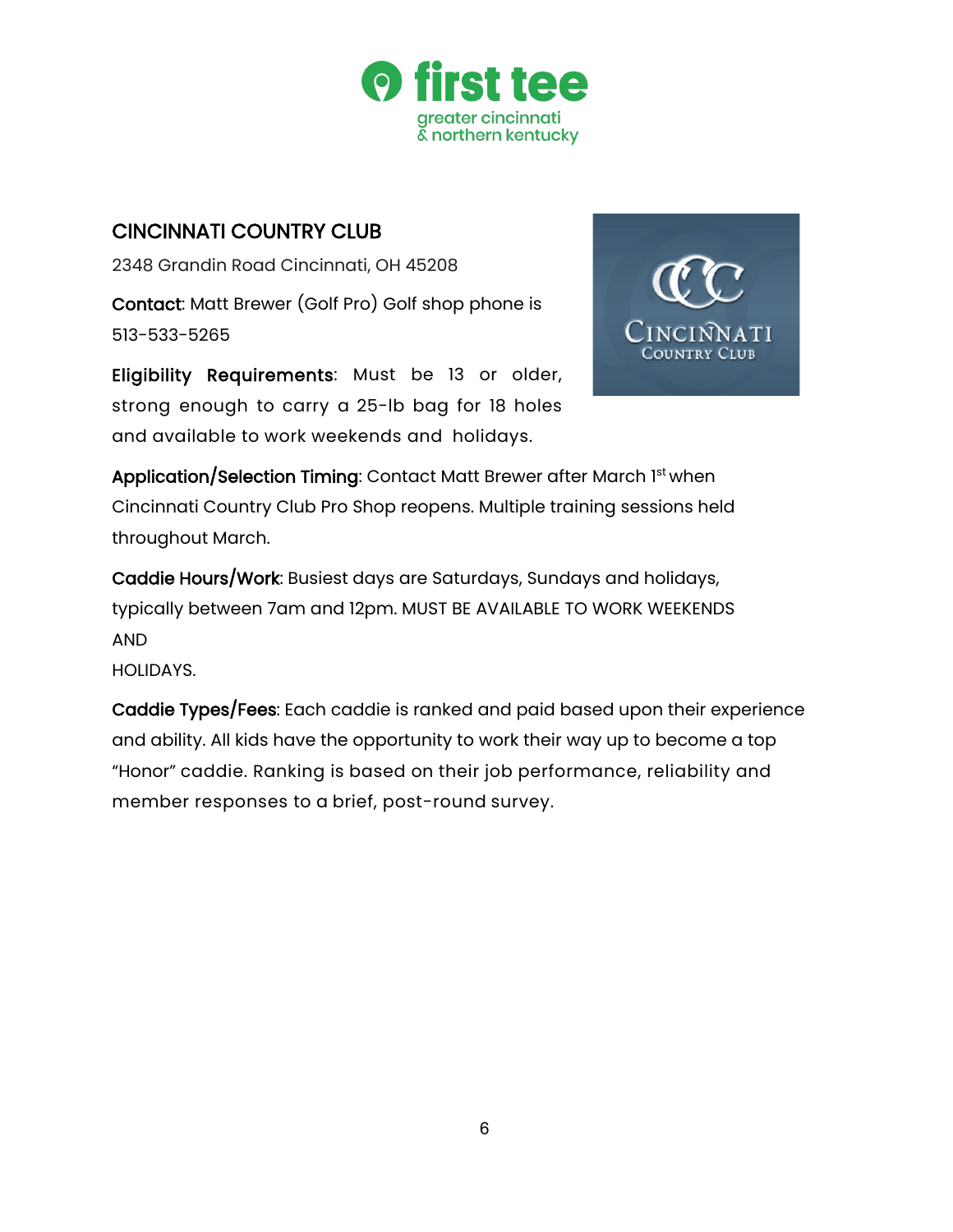## CINCINNATI COUNTRY CLUB

2348 Grandin Road Cincinnati, OH 45208

**Contact**: Matt Brewer (Golf Pro) Golf shop phone is 513-533-5265

**Eligibility Requirements**: Must be 13 or older, strong enough to carry a 25-lb bag for 18 holes and available to work weekends and holidays.

**Application/Selection Timing**: Contact Matt Brewer after March 1st when Cincinnati Country Club Pro Shop reopens. Multiple training sessions held throughout March.

**Caddie Hours/Work**: Busiest days are Saturdays, Sundays and holidays, typically between 7am and 12pm. MUST BE AVAILABLE TO WORK WEEKENDS AND HOLIDAYS.

**Caddie Types/Fees**: Each caddie is ranked and paid based upon their experience and ability. All kids have the opportunity to work their way up to become a top "Honor" caddie. Ranking is based on their job performance, reliability and member responses to a brief, post-round survey.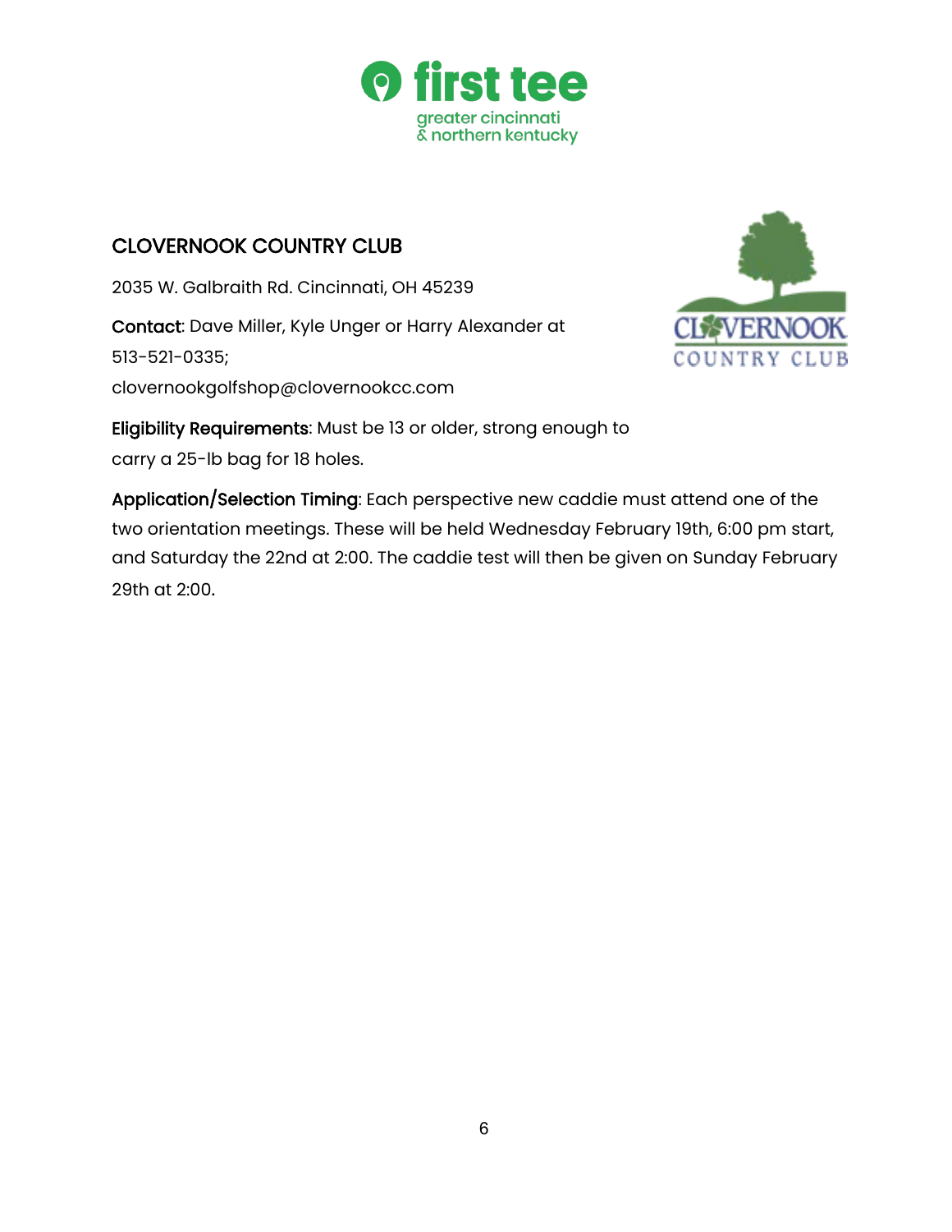## CLOVERNOOK COUNTRY CLUB

2035 W. Galbraith Rd. Cincinnati, OH 45239

**Contact**: Dave Miller, Kyle Unger or Harry Alexander at 513-521-0335; clovernookgolfshop@clovernookcc.com

**Eligibility Requirements**: Must be 13 or older, strong enough to carry a 25-lb bag for 18 holes.

**Application/Selection Timing**: Each perspective new caddie must attend one of the two orientation meetings. These will be held Wednesday February 19th, 6:00 pm start, and Saturday the 22nd at 2:00. The caddie test will then be given on Sunday February 29th at 2:00.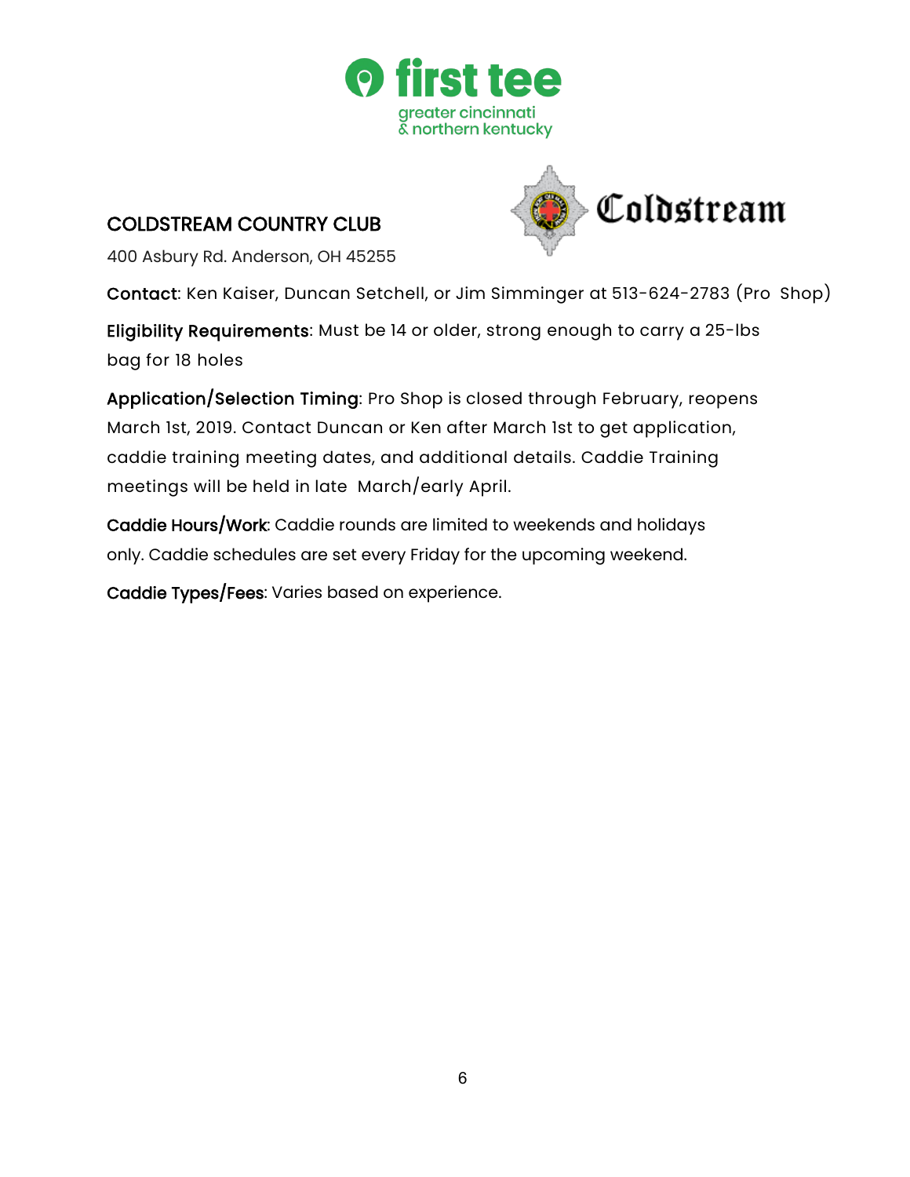## COLDSTREAM COUNTRY CLUB

400 Asbury Rd. Anderson, OH 45255

**Contact**: Ken Kaiser, Duncan Setchell, or Jim Simminger at 513-624-2783 (Pro Shop)

**Eligibility Requirements**: Must be 14 or older, strong enough to carry a 25-lbs bag for 18 holes

**Application/Selection Timing**: Pro Shop is closed through February, reopens March 1st, 2019. Contact Duncan or Ken after March 1st to get application, caddie training meeting dates, and additional details. Caddie Training meetings will be held in late March/early April.

**Caddie Hours/Work**: Caddie rounds are limited to weekends and holidays only. Caddie schedules are set every Friday for the upcoming weekend.

**Caddie Types/Fees**: Varies based on experience.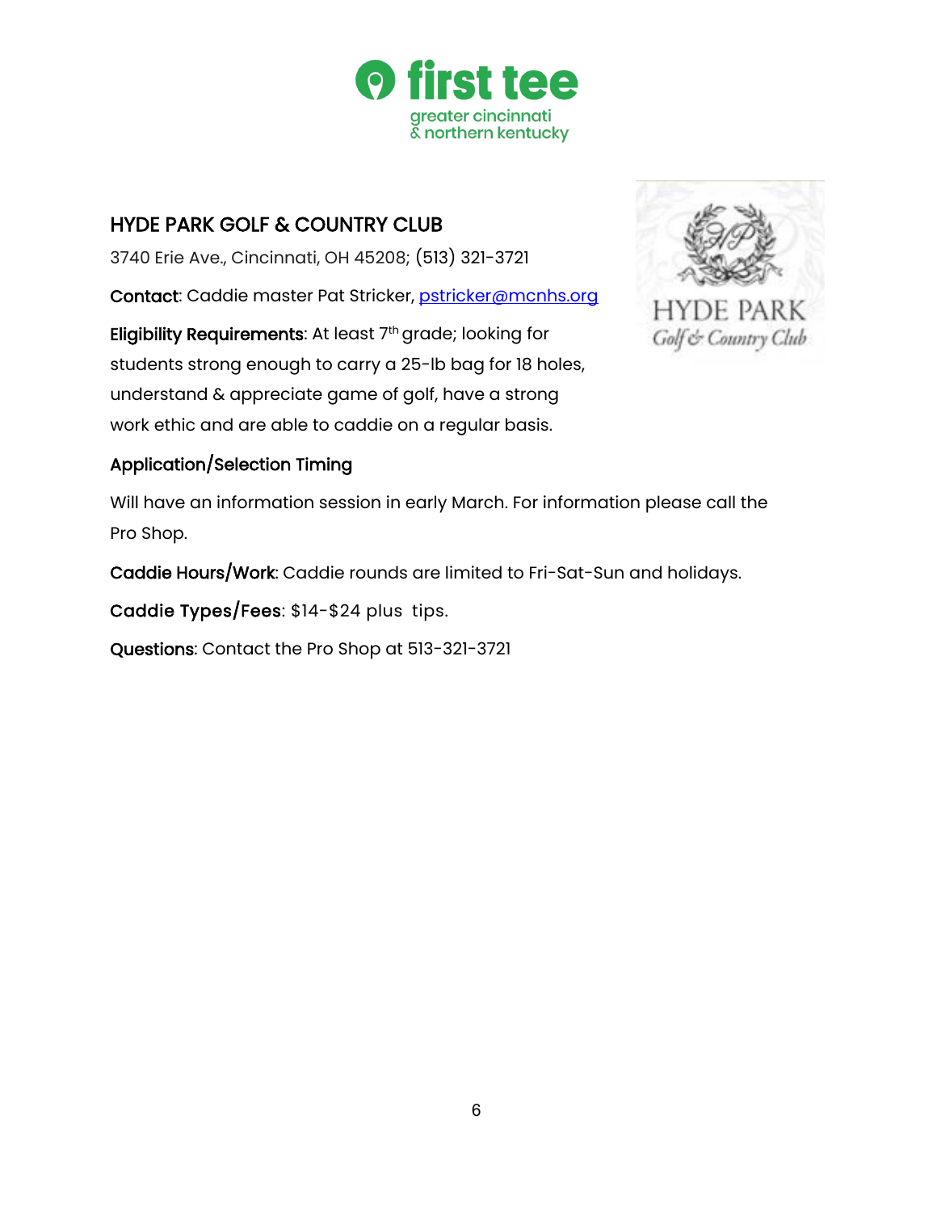## HYDE PARK GOLF & COUNTRY CLUB

3740 Erie Ave., Cincinnati, OH 45208; (513) 321-3721

**Contact**: Caddie master Pat Stricker, pstricker@mcnhs.org

**Eligibility Requirements**: At least 7th grade; looking for students strong enough to carry a 25-lb bag for 18 holes, understand & appreciate game of golf, have a strong work ethic and are able to caddie on a regular basis.

**Application/Selection Timing**

Will have an information session in early March. For information please call the Pro Shop.

**Caddie Hours/Work**: Caddie rounds are limited to Fri-Sat-Sun and holidays.

**Caddie Types/Fees**: $14-$24 plus tips.

**Questions**: Contact the Pro Shop at 513-321-3721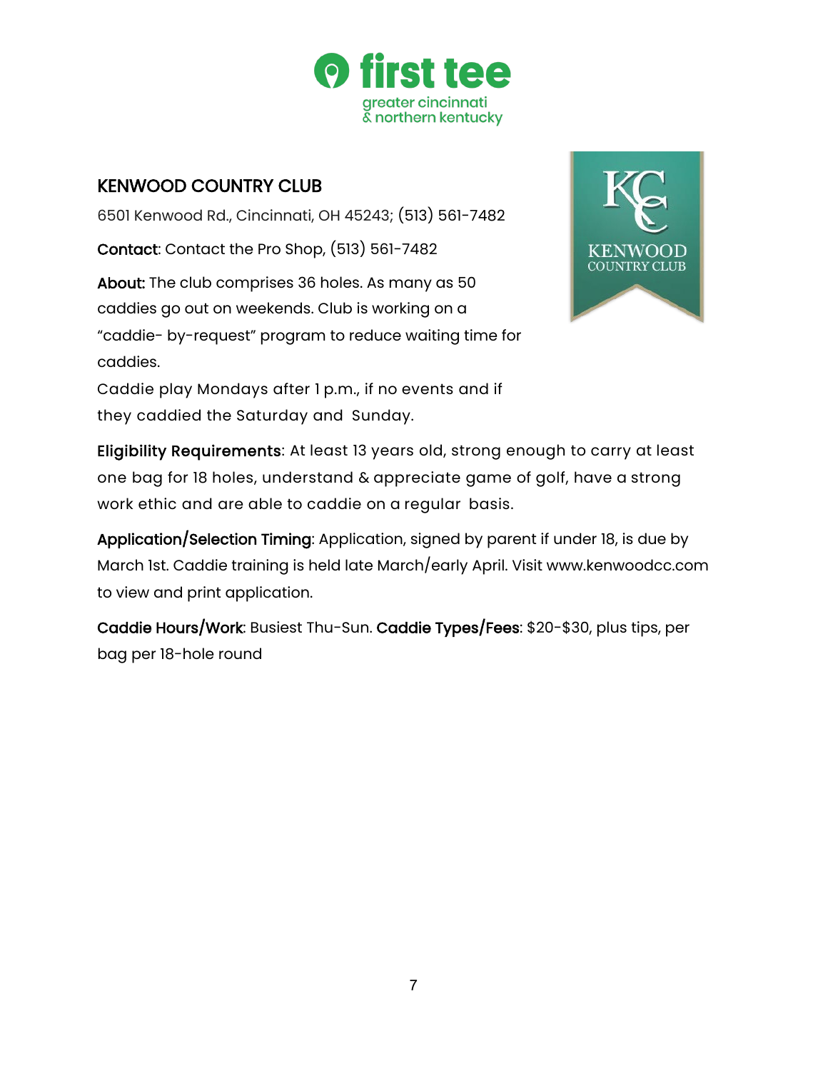## KENWOOD COUNTRY CLUB

6501 Kenwood Rd., Cincinnati, OH 45243; (513) 561-7482

**Contact**: Contact the Pro Shop, (513) 561-7482

**About:** The club comprises 36 holes. As many as 50 caddies go out on weekends. Club is working on a "caddie- by-request" program to reduce waiting time for caddies.

Caddie play Mondays after 1 p.m., if no events and if they caddied the Saturday and Sunday.

**Eligibility Requirements**: At least 13 years old, strong enough to carry at least one bag for 18 holes, understand & appreciate game of golf, have a strong work ethic and are able to caddie on a regular basis.

**Application/Selection Timing**: Application, signed by parent if under 18, is due by March 1st. Caddie training is held late March/early April. Visit www.kenwoodcc.com to view and print application.

**Caddie Hours/Work**: Busiest Thu-Sun. **Caddie Types/Fees**: $20-$30, plus tips, per bag per 18-hole round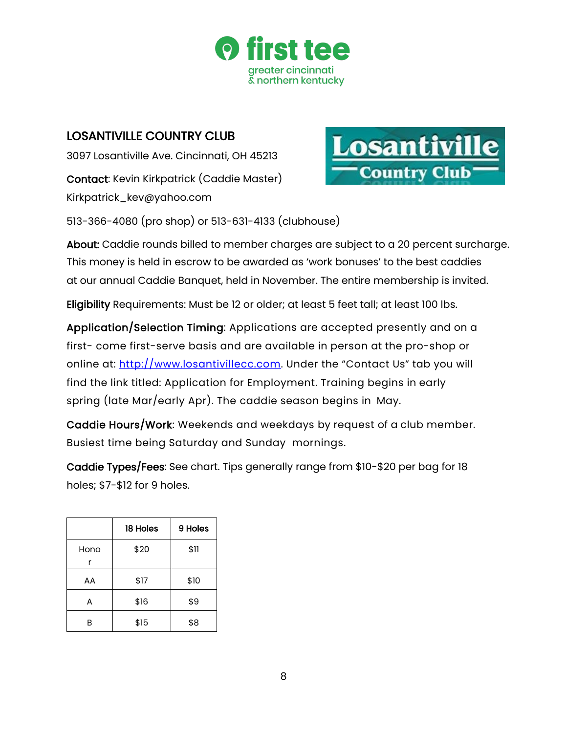## LOSANTIVILLE COUNTRY CLUB

3097 Losantiville Ave. Cincinnati, OH 45213

**Contact**: Kevin Kirkpatrick (Caddie Master)
Kirkpatrick_kev@yahoo.com

513-366-4080 (pro shop) or 513-631-4133 (clubhouse)

**About:** Caddie rounds billed to member charges are subject to a 20 percent surcharge. This money is held in escrow to be awarded as 'work bonuses' to the best caddies at our annual Caddie Banquet, held in November. The entire membership is invited.

**Eligibility** Requirements: Must be 12 or older; at least 5 feet tall; at least 100 lbs.

**Application/Selection Timing**: Applications are accepted presently and on a first- come first-serve basis and are available in person at the pro-shop or online at: [http://www.losantivillecc.com](http://www.losantivillecc.com). Under the "Contact Us" tab you will find the link titled: Application for Employment. Training begins in early spring (late Mar/early Apr). The caddie season begins in May.

**Caddie Hours/Work**: Weekends and weekdays by request of a club member. Busiest time being Saturday and Sunday mornings.

**Caddie Types/Fees**: See chart. Tips generally range from $10-$20 per bag for 18 holes; $7-$12 for 9 holes.

| | 18 Holes | 9 Holes |
|---|---|---|
| Honor | $20 | $11 |
| AA | $17 | $10 |
| A | $16 | $9 |
| B | $15 | $8 |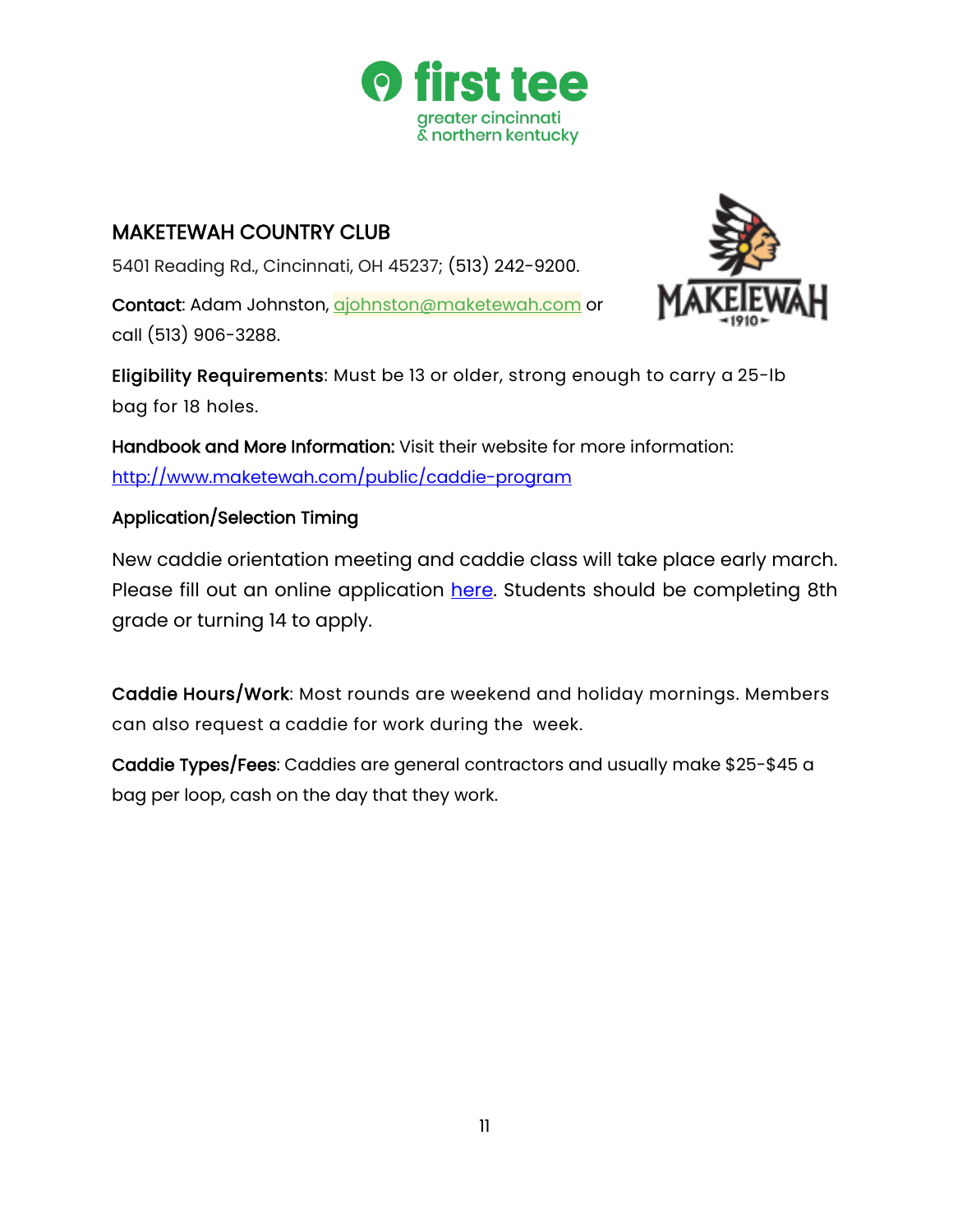## MAKETEWAH COUNTRY CLUB

5401 Reading Rd., Cincinnati, OH 45237; (513) 242-9200.

**Contact**: Adam Johnston, ajohnston@maketewah.com or call (513) 906-3288.

**Eligibility Requirements**: Must be 13 or older, strong enough to carry a 25-lb bag for 18 holes.

**Handbook and More Information:** Visit their website for more information: http://www.maketewah.com/public/caddie-program

**Application/Selection Timing**

New caddie orientation meeting and caddie class will take place early march. Please fill out an online application here. Students should be completing 8th grade or turning 14 to apply.

**Caddie Hours/Work**: Most rounds are weekend and holiday mornings. Members can also request a caddie for work during the week.

**Caddie Types/Fees**: Caddies are general contractors and usually make $25-$45 a bag per loop, cash on the day that they work.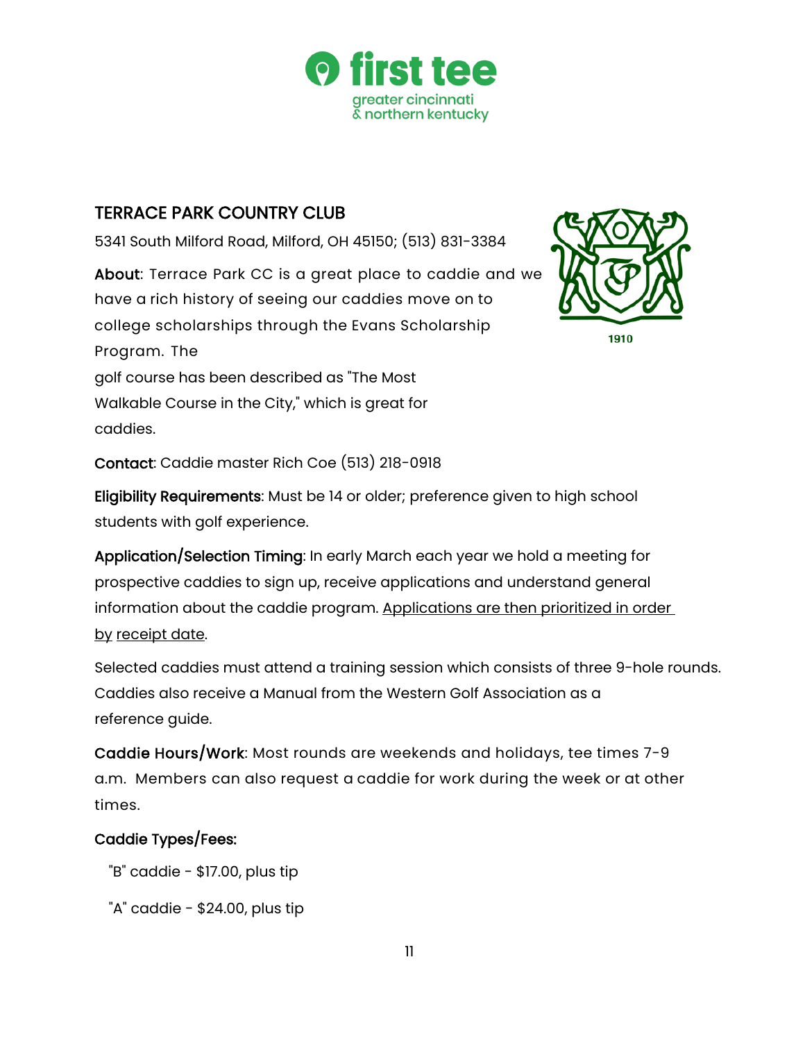## TERRACE PARK COUNTRY CLUB

5341 South Milford Road, Milford, OH 45150; (513) 831-3384

**About**: Terrace Park CC is a great place to caddie and we have a rich history of seeing our caddies move on to college scholarships through the Evans Scholarship Program. The golf course has been described as "The Most Walkable Course in the City," which is great for caddies.

**Contact**: Caddie master Rich Coe (513) 218-0918

**Eligibility Requirements**: Must be 14 or older; preference given to high school students with golf experience.

**Application/Selection Timing**: In early March each year we hold a meeting for prospective caddies to sign up, receive applications and understand general information about the caddie program. Applications are then prioritized in order by receipt date.

Selected caddies must attend a training session which consists of three 9-hole rounds. Caddies also receive a Manual from the Western Golf Association as a reference guide.

**Caddie Hours/Work**: Most rounds are weekends and holidays, tee times 7-9 a.m. Members can also request a caddie for work during the week or at other times.

**Caddie Types/Fees:**

"B" caddie - $17.00, plus tip

"A" caddie - $24.00, plus tip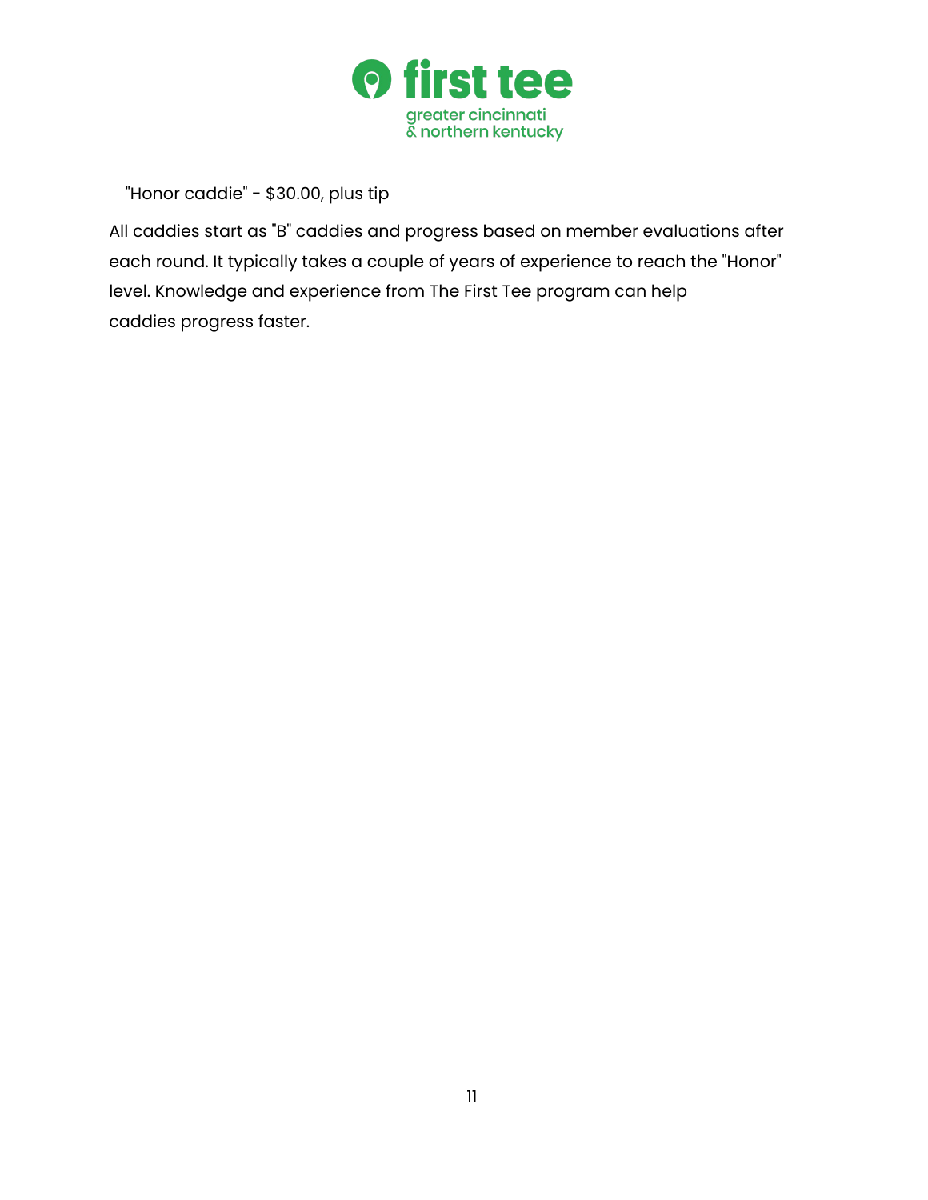"Honor caddie" - $30.00, plus tip

All caddies start as "B" caddies and progress based on member evaluations after each round. It typically takes a couple of years of experience to reach the "Honor" level. Knowledge and experience from The First Tee program can help caddies progress faster.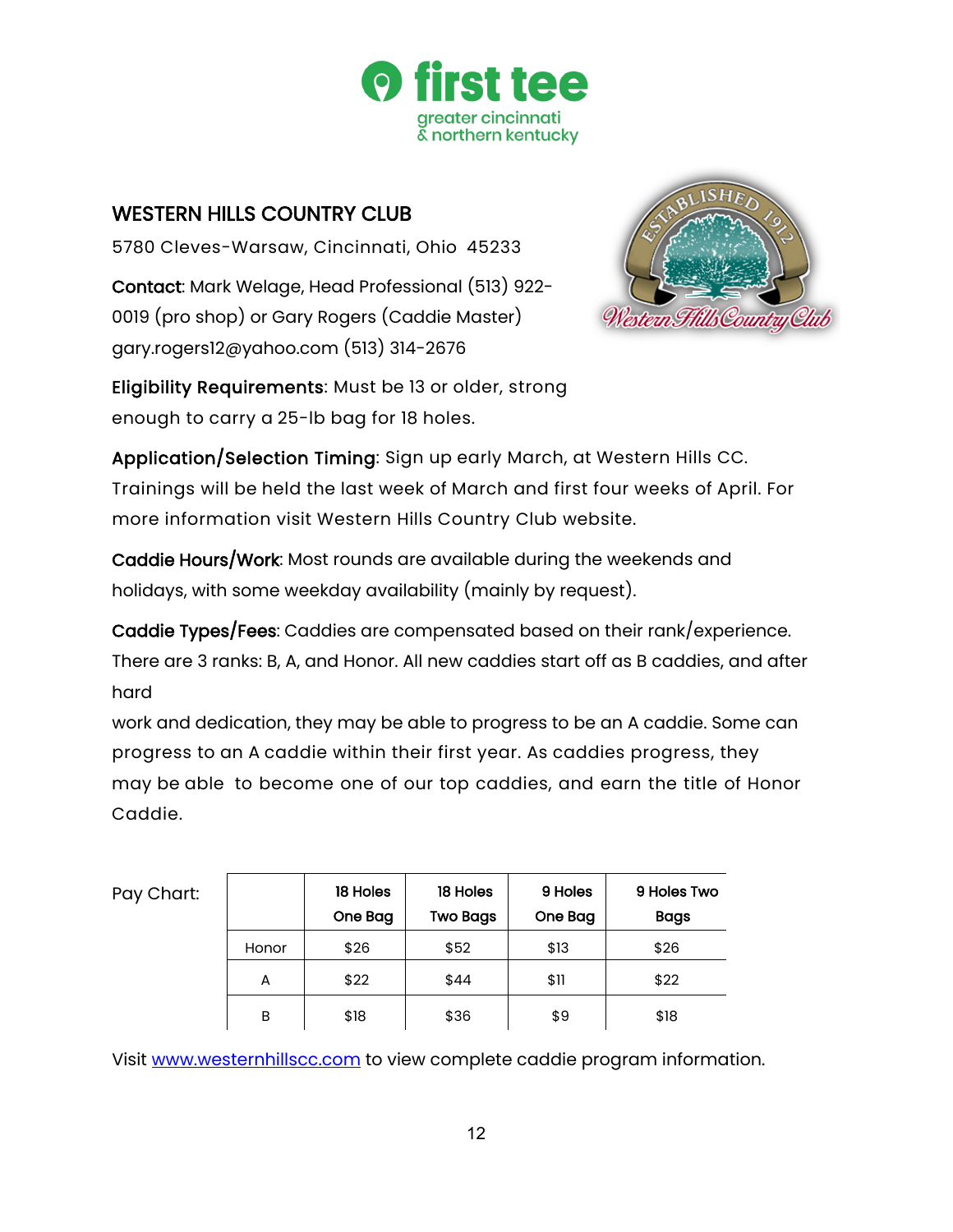## WESTERN HILLS COUNTRY CLUB

5780 Cleves-Warsaw, Cincinnati, Ohio 45233

**Contact**: Mark Welage, Head Professional (513) 922-0019 (pro shop) or Gary Rogers (Caddie Master) gary.rogers12@yahoo.com (513) 314-2676

**Eligibility Requirements**: Must be 13 or older, strong enough to carry a 25-lb bag for 18 holes.

**Application/Selection Timing**: Sign up early March, at Western Hills CC. Trainings will be held the last week of March and first four weeks of April. For more information visit Western Hills Country Club website.

**Caddie Hours/Work**: Most rounds are available during the weekends and holidays, with some weekday availability (mainly by request).

**Caddie Types/Fees**: Caddies are compensated based on their rank/experience. There are 3 ranks: B, A, and Honor. All new caddies start off as B caddies, and after hard work and dedication, they may be able to progress to be an A caddie. Some can progress to an A caddie within their first year. As caddies progress, they may be able to become one of our top caddies, and earn the title of Honor Caddie.

Pay Chart:

| | 18 Holes One Bag | 18 Holes Two Bags | 9 Holes One Bag | 9 Holes Two Bags |
|---|---|---|---|---|
| Honor | $26 | $52 | $13 | $26 |
| A | $22 | $44 | $11 | $22 |
| B | $18 | $36 | $9 | $18 |

Visit [www.westernhillscc.com](http://www.westernhillscc.com) to view complete caddie program information.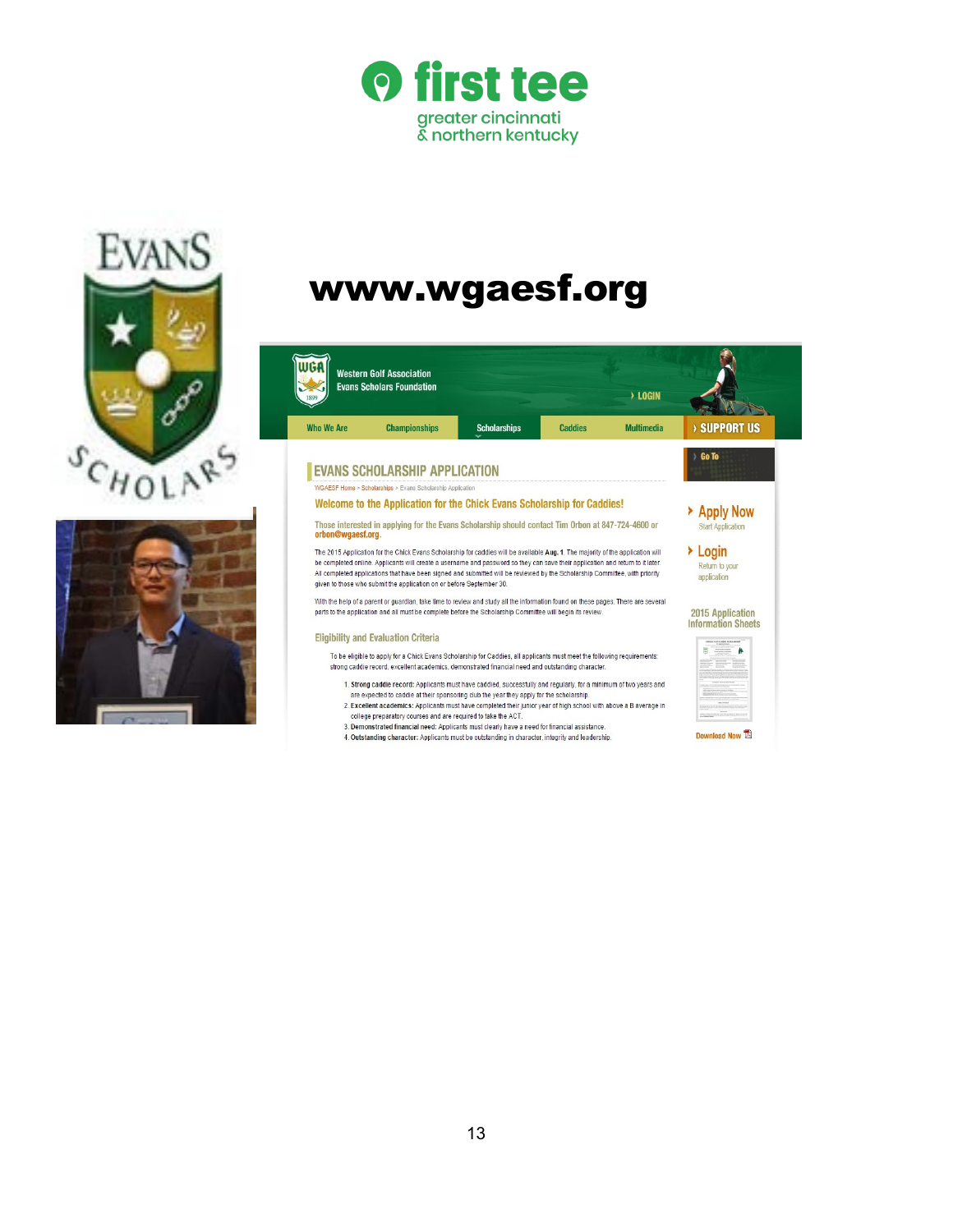first tee
greater cincinnati
& northern kentucky

EVANS SCHOLARS

# www.wgaesf.org

Western Golf Association
Evans Scholars Foundation

› LOGIN

Who We Are | Championships | Scholarships | Caddies | Multimedia | › SUPPORT US

## EVANS SCHOLARSHIP APPLICATION

WGAESF Home > Scholarships > Evans Scholarship Application

### Welcome to the Application for the Chick Evans Scholarship for Caddies!

Those interested in applying for the Evans Scholarship should contact Tim Orbon at 847-724-4600 or **orbon@wgaesf.org**.

The 2015 Application for the Chick Evans Scholarship for caddies will be available **Aug. 1**. The majority of the application will be completed online. Applicants will create a username and password so they can save their application and return to it later. All completed applications that have been signed and submitted will be reviewed by the Scholarship Committee, with priority given to those who submit the application on or before September 30.

With the help of a parent or guardian, take time to review and study all the information found on these pages. There are several parts to the application and all must be complete before the Scholarship Committee will begin its review.

### Eligibility and Evaluation Criteria

To be eligible to apply for a Chick Evans Scholarship for Caddies, all applicants must meet the following requirements: strong caddie record, excellent academics, demonstrated financial need and outstanding character.

1. **Strong caddie record:** Applicants must have caddied, successfully and regularly, for a minimum of two years and are expected to caddie at their sponsoring club the year they apply for the scholarship.
2. **Excellent academics:** Applicants must have completed their junior year of high school with above a B average in college preparatory courses and are required to take the ACT.
3. **Demonstrated financial need:** Applicants must clearly have a need for financial assistance.
4. **Outstanding character:** Applicants must be outstanding in character, integrity and leadership.

› Go To

› **Apply Now**
Start Application

› **Login**
Return to your application

2015 Application Information Sheets

Download Now